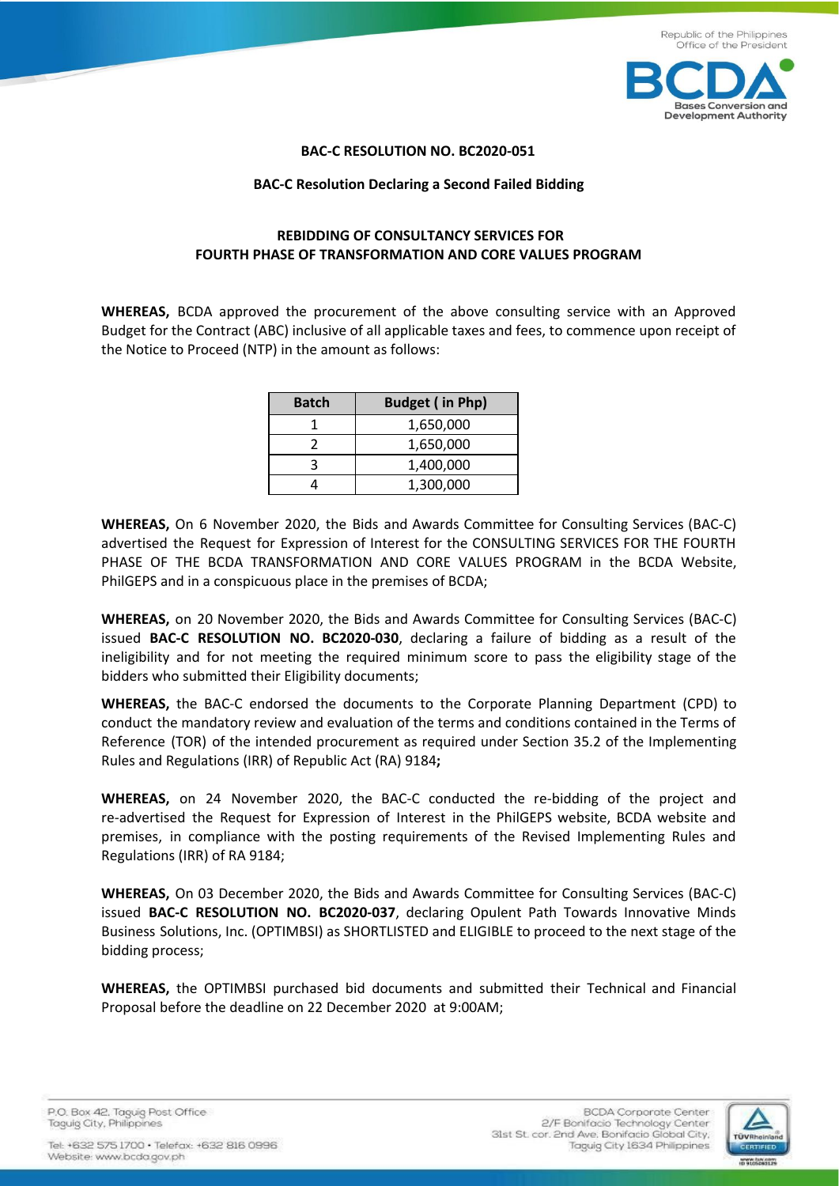**BAC-C RESOLUTION NO. BC2020-051**

**BAC-C Resolution Declaring a Second Failed Bidding**

**REBIDDING OF CONSULTANCY SERVICES FOR FOURTH PHASE OF TRANSFORMATION AND CORE VALUES PROGRAM**

**WHEREAS,** BCDA approved the procurement of the above consulting service with an Approved Budget for the Contract (ABC) inclusive of all applicable taxes and fees, to commence upon receipt of the Notice to Proceed (NTP) in the amount as follows:

| Batch | Budget ( in Php) |
|---|---|
| 1 | 1,650,000 |
| 2 | 1,650,000 |
| 3 | 1,400,000 |
| 4 | 1,300,000 |

**WHEREAS,** On 6 November 2020, the Bids and Awards Committee for Consulting Services (BAC-C) advertised the Request for Expression of Interest for the CONSULTING SERVICES FOR THE FOURTH PHASE OF THE BCDA TRANSFORMATION AND CORE VALUES PROGRAM in the BCDA Website, PhilGEPS and in a conspicuous place in the premises of BCDA;

**WHEREAS,** on 20 November 2020, the Bids and Awards Committee for Consulting Services (BAC-C) issued **BAC-C RESOLUTION NO. BC2020-030**, declaring a failure of bidding as a result of the ineligibility and for not meeting the required minimum score to pass the eligibility stage of the bidders who submitted their Eligibility documents;

**WHEREAS,** the BAC-C endorsed the documents to the Corporate Planning Department (CPD) to conduct the mandatory review and evaluation of the terms and conditions contained in the Terms of Reference (TOR) of the intended procurement as required under Section 35.2 of the Implementing Rules and Regulations (IRR) of Republic Act (RA) 9184**;**

**WHEREAS,** on 24 November 2020, the BAC-C conducted the re-bidding of the project and re-advertised the Request for Expression of Interest in the PhilGEPS website, BCDA website and premises, in compliance with the posting requirements of the Revised Implementing Rules and Regulations (IRR) of RA 9184;

**WHEREAS,** On 03 December 2020, the Bids and Awards Committee for Consulting Services (BAC-C) issued **BAC-C RESOLUTION NO. BC2020-037**, declaring Opulent Path Towards Innovative Minds Business Solutions, Inc. (OPTIMBSI) as SHORTLISTED and ELIGIBLE to proceed to the next stage of the bidding process;

**WHEREAS,** the OPTIMBSI purchased bid documents and submitted their Technical and Financial Proposal before the deadline on 22 December 2020 at 9:00AM;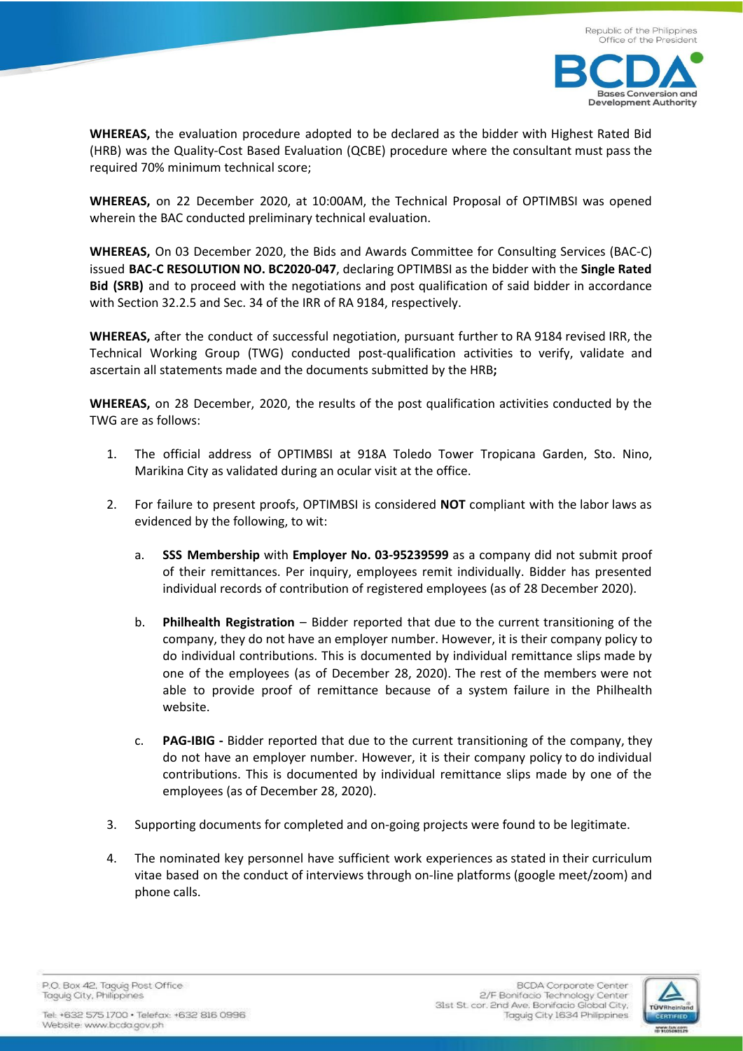**WHEREAS,** the evaluation procedure adopted to be declared as the bidder with Highest Rated Bid (HRB) was the Quality-Cost Based Evaluation (QCBE) procedure where the consultant must pass the required 70% minimum technical score;

**WHEREAS,** on 22 December 2020, at 10:00AM, the Technical Proposal of OPTIMBSI was opened wherein the BAC conducted preliminary technical evaluation.

**WHEREAS,** On 03 December 2020, the Bids and Awards Committee for Consulting Services (BAC-C) issued **BAC-C RESOLUTION NO. BC2020-047**, declaring OPTIMBSI as the bidder with the **Single Rated Bid (SRB)** and to proceed with the negotiations and post qualification of said bidder in accordance with Section 32.2.5 and Sec. 34 of the IRR of RA 9184, respectively.

**WHEREAS,** after the conduct of successful negotiation, pursuant further to RA 9184 revised IRR, the Technical Working Group (TWG) conducted post-qualification activities to verify, validate and ascertain all statements made and the documents submitted by the HRB**;**

**WHEREAS,** on 28 December, 2020, the results of the post qualification activities conducted by the TWG are as follows:

1. The official address of OPTIMBSI at 918A Toledo Tower Tropicana Garden, Sto. Nino, Marikina City as validated during an ocular visit at the office.

2. For failure to present proofs, OPTIMBSI is considered **NOT** compliant with the labor laws as evidenced by the following, to wit:

    a. **SSS Membership** with **Employer No. 03-95239599** as a company did not submit proof of their remittances. Per inquiry, employees remit individually. Bidder has presented individual records of contribution of registered employees (as of 28 December 2020).

    b. **Philhealth Registration** – Bidder reported that due to the current transitioning of the company, they do not have an employer number. However, it is their company policy to do individual contributions. This is documented by individual remittance slips made by one of the employees (as of December 28, 2020). The rest of the members were not able to provide proof of remittance because of a system failure in the Philhealth website.

    c. **PAG-IBIG -** Bidder reported that due to the current transitioning of the company, they do not have an employer number. However, it is their company policy to do individual contributions. This is documented by individual remittance slips made by one of the employees (as of December 28, 2020).

3. Supporting documents for completed and on-going projects were found to be legitimate.

4. The nominated key personnel have sufficient work experiences as stated in their curriculum vitae based on the conduct of interviews through on-line platforms (google meet/zoom) and phone calls.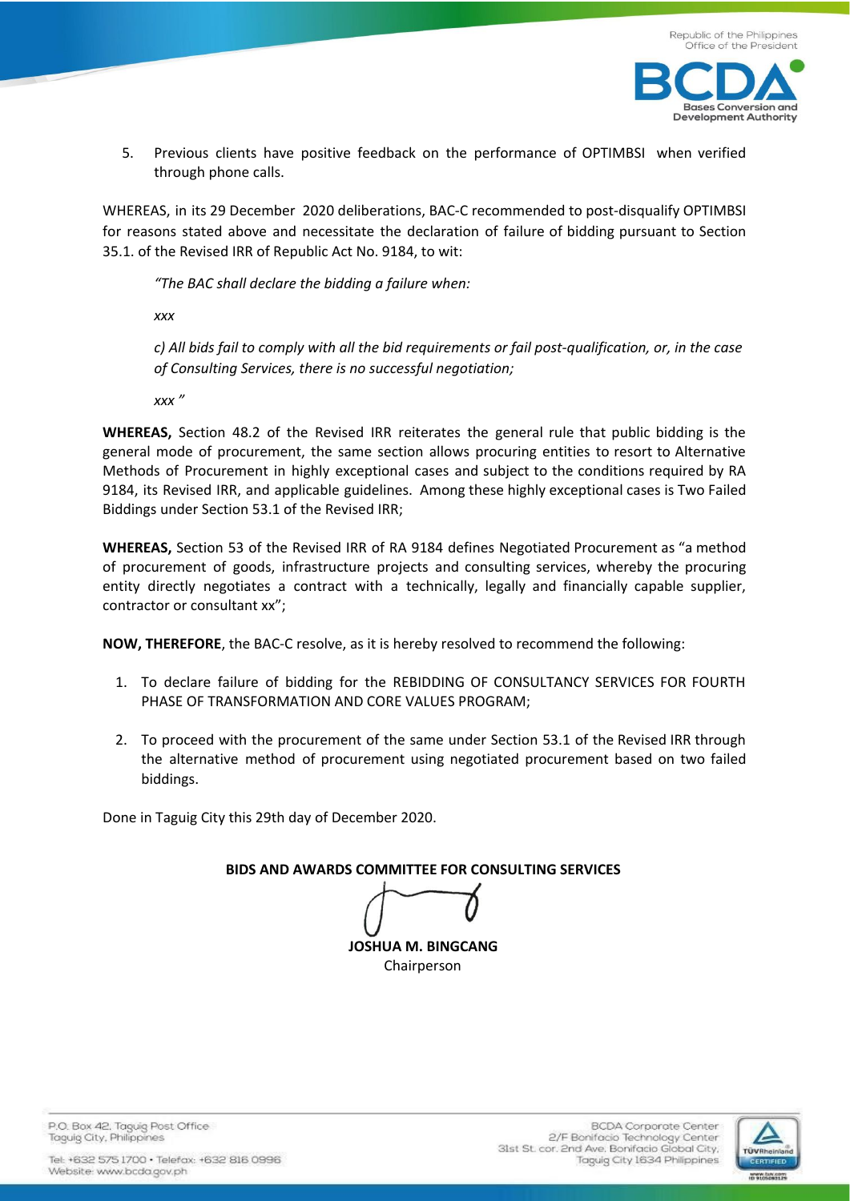5. Previous clients have positive feedback on the performance of OPTIMBSI when verified through phone calls.

WHEREAS, in its 29 December 2020 deliberations, BAC-C recommended to post-disqualify OPTIMBSI for reasons stated above and necessitate the declaration of failure of bidding pursuant to Section 35.1. of the Revised IRR of Republic Act No. 9184, to wit:

> *"The BAC shall declare the bidding a failure when:*
>
> *xxx*
>
> *c) All bids fail to comply with all the bid requirements or fail post-qualification, or, in the case of Consulting Services, there is no successful negotiation;*
>
> *xxx "*

**WHEREAS,** Section 48.2 of the Revised IRR reiterates the general rule that public bidding is the general mode of procurement, the same section allows procuring entities to resort to Alternative Methods of Procurement in highly exceptional cases and subject to the conditions required by RA 9184, its Revised IRR, and applicable guidelines. Among these highly exceptional cases is Two Failed Biddings under Section 53.1 of the Revised IRR;

**WHEREAS,** Section 53 of the Revised IRR of RA 9184 defines Negotiated Procurement as "a method of procurement of goods, infrastructure projects and consulting services, whereby the procuring entity directly negotiates a contract with a technically, legally and financially capable supplier, contractor or consultant xx";

**NOW, THEREFORE**, the BAC-C resolve, as it is hereby resolved to recommend the following:

1. To declare failure of bidding for the REBIDDING OF CONSULTANCY SERVICES FOR FOURTH PHASE OF TRANSFORMATION AND CORE VALUES PROGRAM;
2. To proceed with the procurement of the same under Section 53.1 of the Revised IRR through the alternative method of procurement using negotiated procurement based on two failed biddings.

Done in Taguig City this 29th day of December 2020.

**BIDS AND AWARDS COMMITTEE FOR CONSULTING SERVICES**

**JOSHUA M. BINGCANG**
Chairperson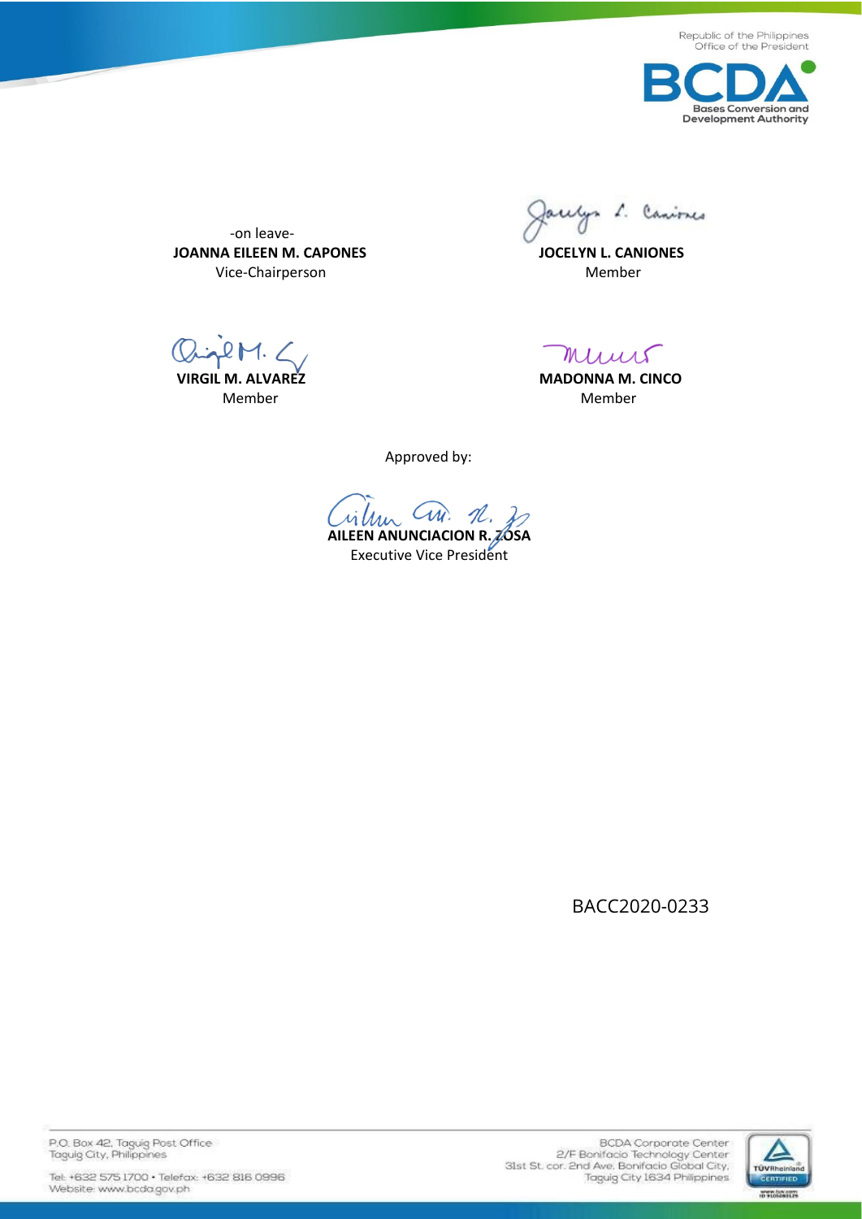-on leave-
**JOANNA EILEEN M. CAPONES**
Vice-Chairperson

**JOCELYN L. CANIONES**
Member

**VIRGIL M. ALVAREZ**
Member

**MADONNA M. CINCO**
Member

Approved by:

**AILEEN ANUNCIACION R. ZOSA**
Executive Vice President

BACC2020-0233